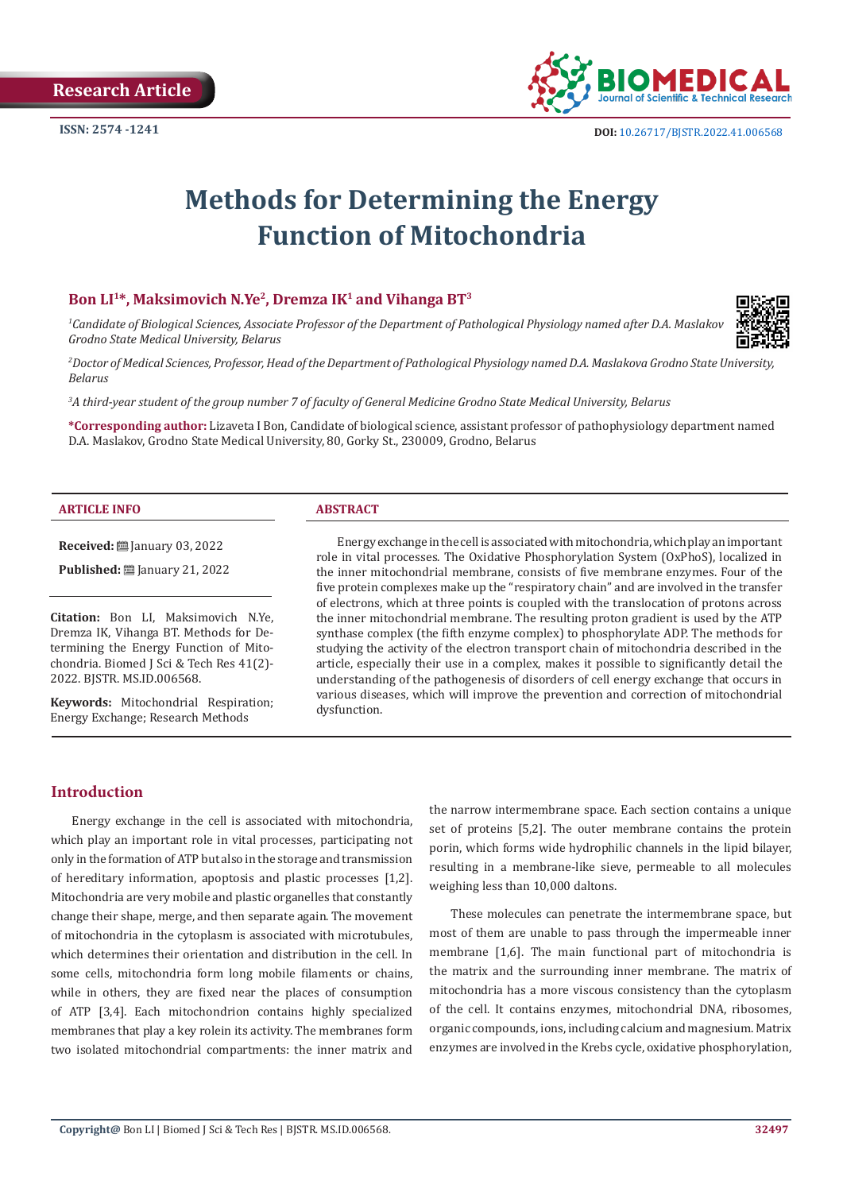Research Article

ISSN: 2574 -1241

DOI: 10.26717/BJSTR.2022.41.006568

# Methods for Determining the Energy Function of Mitochondria

**Bon LI[1]*, Maksimovich N.Ye[2], Dremza IK[1] and Vihanga BT[3]**

[1]*Candidate of Biological Sciences, Associate Professor of the Department of Pathological Physiology named after D.A. Maslakov Grodno State Medical University, Belarus*

[2]*Doctor of Medical Sciences, Professor, Head of the Department of Pathological Physiology named D.A. Maslakova Grodno State University, Belarus*

[3]*A third-year student of the group number 7 of faculty of General Medicine Grodno State Medical University, Belarus*

**\*Corresponding author:** Lizaveta I Bon, Candidate of biological science, assistant professor of pathophysiology department named D.A. Maslakov, Grodno State Medical University, 80, Gorky St., 230009, Grodno, Belarus

**ARTICLE INFO**

**Received:** January 03, 2022

**Published:** January 21, 2022

**Citation:** Bon LI, Maksimovich N.Ye, Dremza IK, Vihanga BT. Methods for Determining the Energy Function of Mitochondria. Biomed J Sci & Tech Res 41(2)-2022. BJSTR. MS.ID.006568.

**Keywords:** Mitochondrial Respiration; Energy Exchange; Research Methods

**ABSTRACT**

Energy exchange in the cell is associated with mitochondria, which play an important role in vital processes. The Oxidative Phosphorylation System (OxPhoS), localized in the inner mitochondrial membrane, consists of five membrane enzymes. Four of the five protein complexes make up the "respiratory chain" and are involved in the transfer of electrons, which at three points is coupled with the translocation of protons across the inner mitochondrial membrane. The resulting proton gradient is used by the ATP synthase complex (the fifth enzyme complex) to phosphorylate ADP. The methods for studying the activity of the electron transport chain of mitochondria described in the article, especially their use in a complex, makes it possible to significantly detail the understanding of the pathogenesis of disorders of cell energy exchange that occurs in various diseases, which will improve the prevention and correction of mitochondrial dysfunction.

## Introduction

Energy exchange in the cell is associated with mitochondria, which play an important role in vital processes, participating not only in the formation of ATP but also in the storage and transmission of hereditary information, apoptosis and plastic processes [1,2]. Mitochondria are very mobile and plastic organelles that constantly change their shape, merge, and then separate again. The movement of mitochondria in the cytoplasm is associated with microtubules, which determines their orientation and distribution in the cell. In some cells, mitochondria form long mobile filaments or chains, while in others, they are fixed near the places of consumption of ATP [3,4]. Each mitochondrion contains highly specialized membranes that play a key rolein its activity. The membranes form two isolated mitochondrial compartments: the inner matrix and the narrow intermembrane space. Each section contains a unique set of proteins [5,2]. The outer membrane contains the protein porin, which forms wide hydrophilic channels in the lipid bilayer, resulting in a membrane-like sieve, permeable to all molecules weighing less than 10,000 daltons.

These molecules can penetrate the intermembrane space, but most of them are unable to pass through the impermeable inner membrane [1,6]. The main functional part of mitochondria is the matrix and the surrounding inner membrane. The matrix of mitochondria has a more viscous consistency than the cytoplasm of the cell. It contains enzymes, mitochondrial DNA, ribosomes, organic compounds, ions, including calcium and magnesium. Matrix enzymes are involved in the Krebs cycle, oxidative phosphorylation,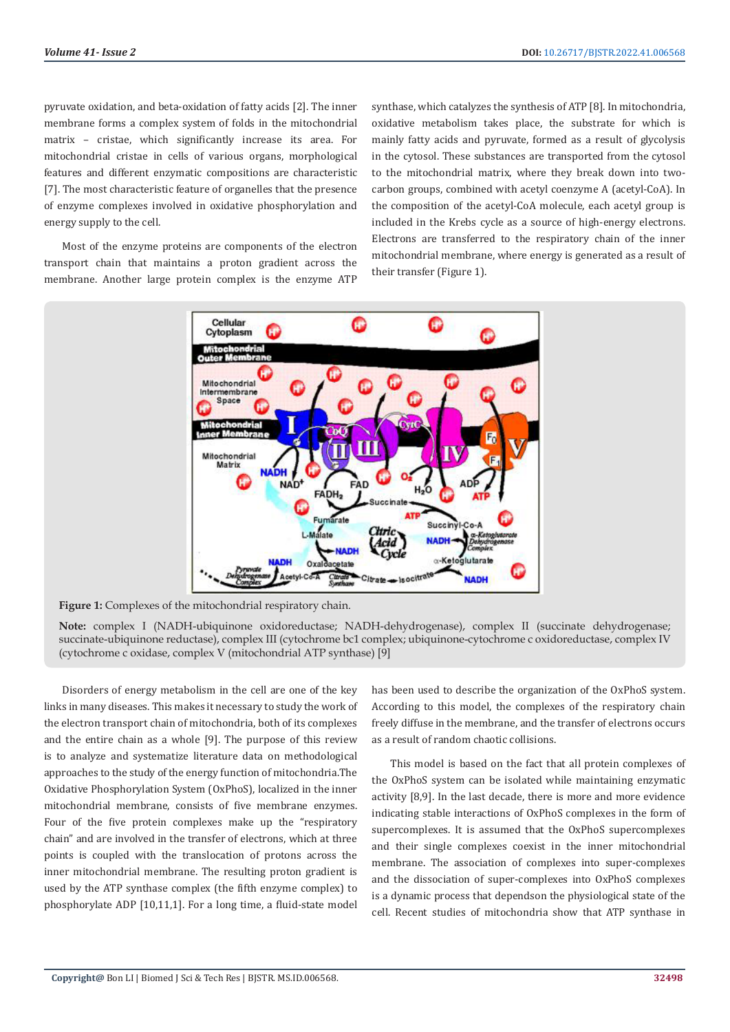pyruvate oxidation, and beta-oxidation of fatty acids [2]. The inner membrane forms a complex system of folds in the mitochondrial matrix – cristae, which significantly increase its area. For mitochondrial cristae in cells of various organs, morphological features and different enzymatic compositions are characteristic [7]. The most characteristic feature of organelles that the presence of enzyme complexes involved in oxidative phosphorylation and energy supply to the cell.

Most of the enzyme proteins are components of the electron transport chain that maintains a proton gradient across the membrane. Another large protein complex is the enzyme ATP synthase, which catalyzes the synthesis of ATP [8]. In mitochondria, oxidative metabolism takes place, the substrate for which is mainly fatty acids and pyruvate, formed as a result of glycolysis in the cytosol. These substances are transported from the cytosol to the mitochondrial matrix, where they break down into two-carbon groups, combined with acetyl coenzyme A (acetyl-CoA). In the composition of the acetyl-CoA molecule, each acetyl group is included in the Krebs cycle as a source of high-energy electrons. Electrons are transferred to the respiratory chain of the inner mitochondrial membrane, where energy is generated as a result of their transfer (Figure 1).

**Figure 1:** Complexes of the mitochondrial respiratory chain.

**Note:** complex I (NADH-ubiquinone oxidoreductase; NADH-dehydrogenase), complex II (succinate dehydrogenase; succinate-ubiquinone reductase), complex III (cytochrome bc1 complex; ubiquinone-cytochrome c oxidoreductase, complex IV (cytochrome c oxidase, complex V (mitochondrial ATP synthase) [9]

Disorders of energy metabolism in the cell are one of the key links in many diseases. This makes it necessary to study the work of the electron transport chain of mitochondria, both of its complexes and the entire chain as a whole [9]. The purpose of this review is to analyze and systematize literature data on methodological approaches to the study of the energy function of mitochondria.The Oxidative Phosphorylation System (OxPhoS), localized in the inner mitochondrial membrane, consists of five membrane enzymes. Four of the five protein complexes make up the "respiratory chain" and are involved in the transfer of electrons, which at three points is coupled with the translocation of protons across the inner mitochondrial membrane. The resulting proton gradient is used by the ATP synthase complex (the fifth enzyme complex) to phosphorylate ADP [10,11,1]. For a long time, a fluid-state model has been used to describe the organization of the OxPhoS system. According to this model, the complexes of the respiratory chain freely diffuse in the membrane, and the transfer of electrons occurs as a result of random chaotic collisions.

This model is based on the fact that all protein complexes of the OxPhoS system can be isolated while maintaining enzymatic activity [8,9]. In the last decade, there is more and more evidence indicating stable interactions of OxPhoS complexes in the form of supercomplexes. It is assumed that the OxPhoS supercomplexes and their single complexes coexist in the inner mitochondrial membrane. The association of complexes into super-complexes and the dissociation of super-complexes into OxPhoS complexes is a dynamic process that dependson the physiological state of the cell. Recent studies of mitochondria show that ATP synthase in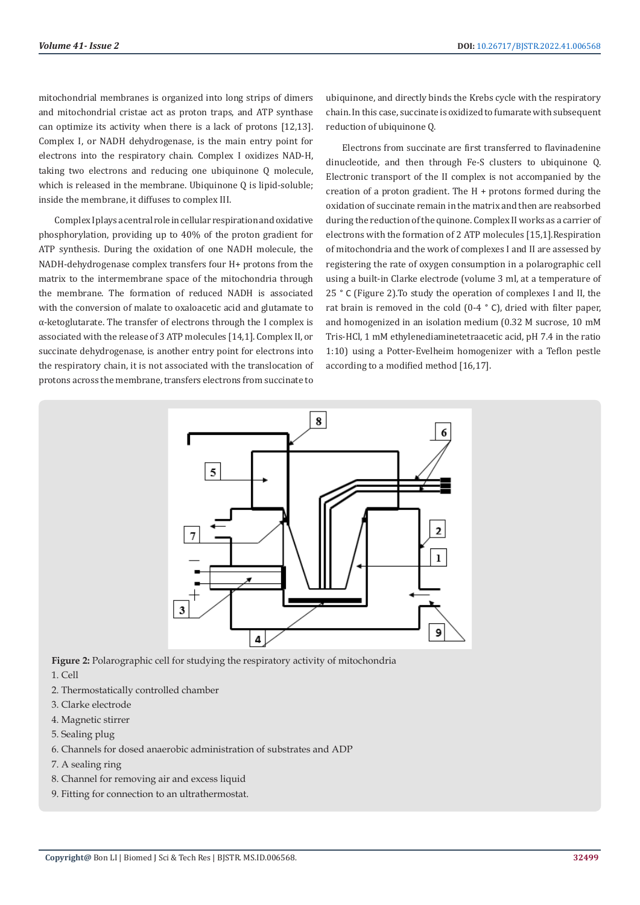mitochondrial membranes is organized into long strips of dimers and mitochondrial cristae act as proton traps, and ATP synthase can optimize its activity when there is a lack of protons [12,13]. Complex I, or NADH dehydrogenase, is the main entry point for electrons into the respiratory chain. Complex I oxidizes NAD-H, taking two electrons and reducing one ubiquinone Q molecule, which is released in the membrane. Ubiquinone Q is lipid-soluble; inside the membrane, it diffuses to complex III.

Complex I plays a central role in cellular respiration and oxidative phosphorylation, providing up to 40% of the proton gradient for ATP synthesis. During the oxidation of one NADH molecule, the NADH-dehydrogenase complex transfers four H+ protons from the matrix to the intermembrane space of the mitochondria through the membrane. The formation of reduced NADH is associated with the conversion of malate to oxaloacetic acid and glutamate to α-ketoglutarate. The transfer of electrons through the I complex is associated with the release of 3 ATP molecules [14,1]. Complex II, or succinate dehydrogenase, is another entry point for electrons into the respiratory chain, it is not associated with the translocation of protons across the membrane, transfers electrons from succinate to ubiquinone, and directly binds the Krebs cycle with the respiratory chain. In this case, succinate is oxidized to fumarate with subsequent reduction of ubiquinone Q.

Electrons from succinate are first transferred to flavinadenine dinucleotide, and then through Fe-S clusters to ubiquinone Q. Electronic transport of the II complex is not accompanied by the creation of a proton gradient. The H + protons formed during the oxidation of succinate remain in the matrix and then are reabsorbed during the reduction of the quinone. Complex II works as a carrier of electrons with the formation of 2 ATP molecules [15,1].Respiration of mitochondria and the work of complexes I and II are assessed by registering the rate of oxygen consumption in a polarographic cell using a built-in Clarke electrode (volume 3 ml, at a temperature of 25 ° C (Figure 2).To study the operation of complexes I and II, the rat brain is removed in the cold (0-4 ° C), dried with filter paper, and homogenized in an isolation medium (0.32 M sucrose, 10 mM Tris-HCl, 1 mM ethylenediaminetetraacetic acid, pH 7.4 in the ratio 1:10) using a Potter-Evelheim homogenizer with a Teflon pestle according to a modified method [16,17].

**Figure 2:** Polarographic cell for studying the respiratory activity of mitochondria

1. Cell
2. Thermostatically controlled chamber
3. Clarke electrode
4. Magnetic stirrer
5. Sealing plug
6. Channels for dosed anaerobic administration of substrates and ADP
7. A sealing ring
8. Channel for removing air and excess liquid
9. Fitting for connection to an ultrathermostat.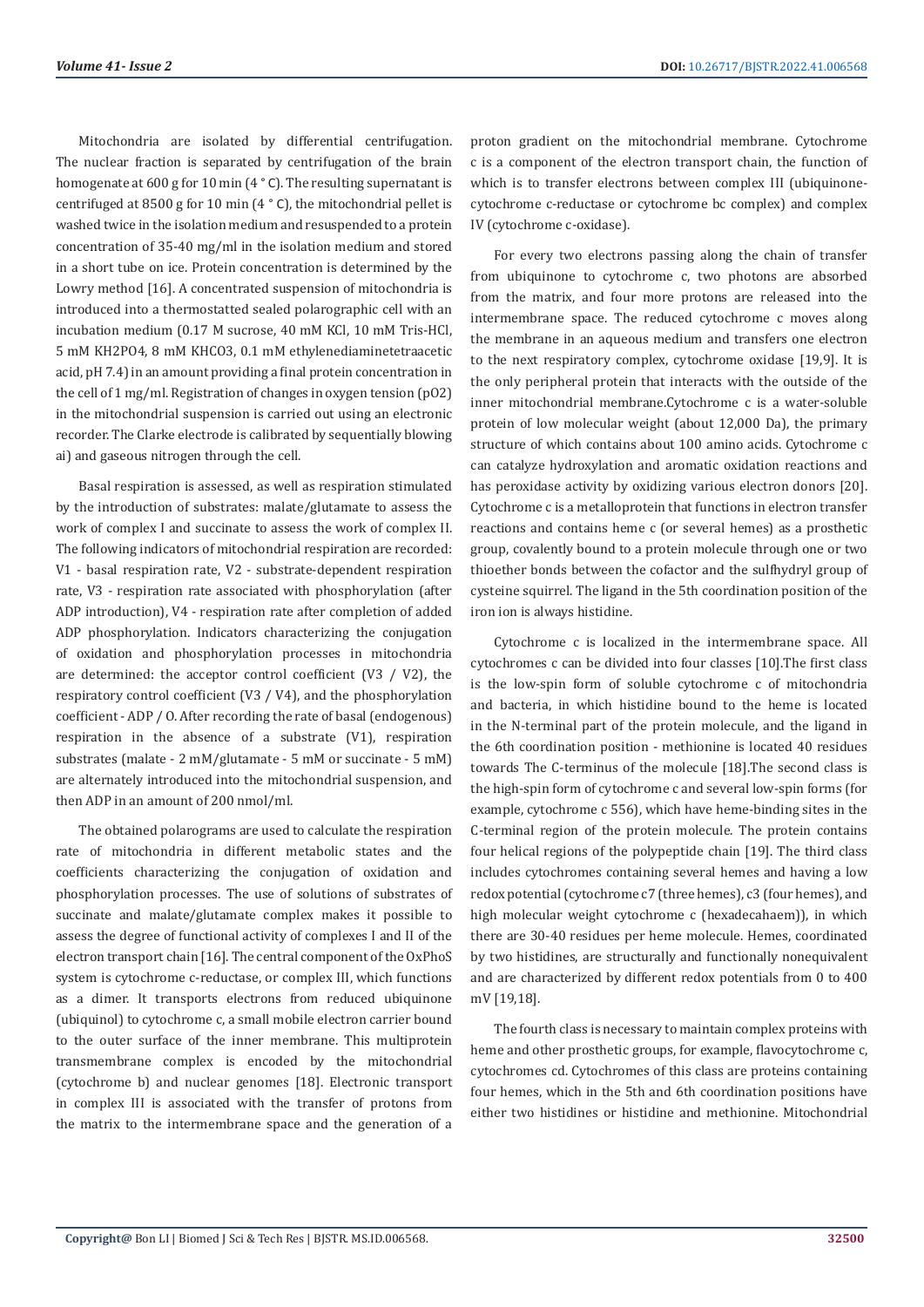Mitochondria are isolated by differential centrifugation. The nuclear fraction is separated by centrifugation of the brain homogenate at 600 g for 10 min (4 ° C). The resulting supernatant is centrifuged at 8500 g for 10 min (4 ° C), the mitochondrial pellet is washed twice in the isolation medium and resuspended to a protein concentration of 35-40 mg/ml in the isolation medium and stored in a short tube on ice. Protein concentration is determined by the Lowry method [16]. A concentrated suspension of mitochondria is introduced into a thermostatted sealed polarographic cell with an incubation medium (0.17 M sucrose, 40 mM KCl, 10 mM Tris-HCl, 5 mM $KH_2PO_4$, 8 mM $KHCO_3$, 0.1 mM ethylenediaminetetraacetic acid, pH 7.4) in an amount providing a final protein concentration in the cell of 1 mg/ml. Registration of changes in oxygen tension ($pO_2$) in the mitochondrial suspension is carried out using an electronic recorder. The Clarke electrode is calibrated by sequentially blowing ai) and gaseous nitrogen through the cell.

Basal respiration is assessed, as well as respiration stimulated by the introduction of substrates: malate/glutamate to assess the work of complex I and succinate to assess the work of complex II. The following indicators of mitochondrial respiration are recorded: V1 - basal respiration rate, V2 - substrate-dependent respiration rate, V3 - respiration rate associated with phosphorylation (after ADP introduction), V4 - respiration rate after completion of added ADP phosphorylation. Indicators characterizing the conjugation of oxidation and phosphorylation processes in mitochondria are determined: the acceptor control coefficient (V3 / V2), the respiratory control coefficient (V3 / V4), and the phosphorylation coefficient - ADP / O. After recording the rate of basal (endogenous) respiration in the absence of a substrate (V1), respiration substrates (malate - 2 mM/glutamate - 5 mM or succinate - 5 mM) are alternately introduced into the mitochondrial suspension, and then ADP in an amount of 200 nmol/ml.

The obtained polarograms are used to calculate the respiration rate of mitochondria in different metabolic states and the coefficients characterizing the conjugation of oxidation and phosphorylation processes. The use of solutions of substrates of succinate and malate/glutamate complex makes it possible to assess the degree of functional activity of complexes I and II of the electron transport chain [16]. The central component of the OxPhoS system is cytochrome c-reductase, or complex III, which functions as a dimer. It transports electrons from reduced ubiquinone (ubiquinol) to cytochrome c, a small mobile electron carrier bound to the outer surface of the inner membrane. This multiprotein transmembrane complex is encoded by the mitochondrial (cytochrome b) and nuclear genomes [18]. Electronic transport in complex III is associated with the transfer of protons from the matrix to the intermembrane space and the generation of a proton gradient on the mitochondrial membrane. Cytochrome c is a component of the electron transport chain, the function of which is to transfer electrons between complex III (ubiquinone-cytochrome c-reductase or cytochrome bc complex) and complex IV (cytochrome c-oxidase).

For every two electrons passing along the chain of transfer from ubiquinone to cytochrome c, two photons are absorbed from the matrix, and four more protons are released into the intermembrane space. The reduced cytochrome c moves along the membrane in an aqueous medium and transfers one electron to the next respiratory complex, cytochrome oxidase [19,9]. It is the only peripheral protein that interacts with the outside of the inner mitochondrial membrane.Cytochrome c is a water-soluble protein of low molecular weight (about 12,000 Da), the primary structure of which contains about 100 amino acids. Cytochrome c can catalyze hydroxylation and aromatic oxidation reactions and has peroxidase activity by oxidizing various electron donors [20]. Cytochrome c is a metalloprotein that functions in electron transfer reactions and contains heme c (or several hemes) as a prosthetic group, covalently bound to a protein molecule through one or two thioether bonds between the cofactor and the sulfhydryl group of cysteine squirrel. The ligand in the 5th coordination position of the iron ion is always histidine.

Cytochrome c is localized in the intermembrane space. All cytochromes c can be divided into four classes [10].The first class is the low-spin form of soluble cytochrome c of mitochondria and bacteria, in which histidine bound to the heme is located in the N-terminal part of the protein molecule, and the ligand in the 6th coordination position - methionine is located 40 residues towards The C-terminus of the molecule [18].The second class is the high-spin form of cytochrome c and several low-spin forms (for example, cytochrome c 556), which have heme-binding sites in the C-terminal region of the protein molecule. The protein contains four helical regions of the polypeptide chain [19]. The third class includes cytochromes containing several hemes and having a low redox potential (cytochrome c7 (three hemes), c3 (four hemes), and high molecular weight cytochrome c (hexadecahaem)), in which there are 30-40 residues per heme molecule. Hemes, coordinated by two histidines, are structurally and functionally nonequivalent and are characterized by different redox potentials from 0 to 400 mV [19,18].

The fourth class is necessary to maintain complex proteins with heme and other prosthetic groups, for example, flavocytochrome c, cytochromes cd. Cytochromes of this class are proteins containing four hemes, which in the 5th and 6th coordination positions have either two histidines or histidine and methionine. Mitochondrial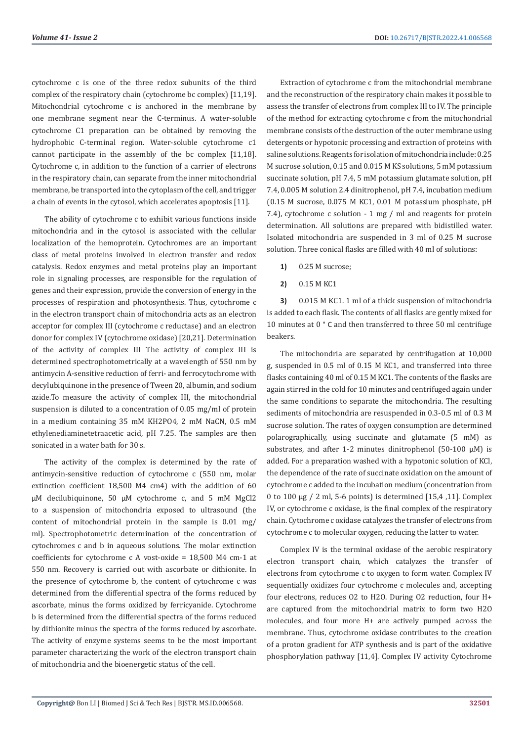cytochrome c is one of the three redox subunits of the third complex of the respiratory chain (cytochrome bc complex) [11,19]. Mitochondrial cytochrome c is anchored in the membrane by one membrane segment near the C-terminus. A water-soluble cytochrome C1 preparation can be obtained by removing the hydrophobic C-terminal region. Water-soluble cytochrome c1 cannot participate in the assembly of the bc complex [11,18]. Cytochrome c, in addition to the function of a carrier of electrons in the respiratory chain, can separate from the inner mitochondrial membrane, be transported into the cytoplasm of the cell, and trigger a chain of events in the cytosol, which accelerates apoptosis [11].

The ability of cytochrome c to exhibit various functions inside mitochondria and in the cytosol is associated with the cellular localization of the hemoprotein. Cytochromes are an important class of metal proteins involved in electron transfer and redox catalysis. Redox enzymes and metal proteins play an important role in signaling processes, are responsible for the regulation of genes and their expression, provide the conversion of energy in the processes of respiration and photosynthesis. Thus, cytochrome c in the electron transport chain of mitochondria acts as an electron acceptor for complex III (cytochrome c reductase) and an electron donor for complex IV (cytochrome oxidase) [20,21]. Determination of the activity of complex III The activity of complex III is determined spectrophotometrically at a wavelength of 550 nm by antimycin A-sensitive reduction of ferri- and ferrocytochrome with decylubiquinone in the presence of Tween 20, albumin, and sodium azide.To measure the activity of complex III, the mitochondrial suspension is diluted to a concentration of 0.05 mg/ml of protein in a medium containing 35 mM $KH_2PO_4$, 2 mM NaCN, 0.5 mM ethylenediaminetetraacetic acid, pH 7.25. The samples are then sonicated in a water bath for 30 s.

The activity of the complex is determined by the rate of antimycin-sensitive reduction of cytochrome c (550 nm, molar extinction coefficient 18,500 M4 cm4) with the addition of 60 μM decilubiquinone, 50 μM cytochrome c, and 5 mM $MgCl_2$ to a suspension of mitochondria exposed to ultrasound (the content of mitochondrial protein in the sample is 0.01 mg/ml). Spectrophotometric determination of the concentration of cytochromes c and b in aqueous solutions. The molar extinction coefficients for cytochrome c A vost-oxide = 18,500 M4 $cm^{-1}$ at 550 nm. Recovery is carried out with ascorbate or dithionite. In the presence of cytochrome b, the content of cytochrome c was determined from the differential spectra of the forms reduced by ascorbate, minus the forms oxidized by ferricyanide. Cytochrome b is determined from the differential spectra of the forms reduced by dithionite minus the spectra of the forms reduced by ascorbate. The activity of enzyme systems seems to be the most important parameter characterizing the work of the electron transport chain of mitochondria and the bioenergetic status of the cell.

Extraction of cytochrome c from the mitochondrial membrane and the reconstruction of the respiratory chain makes it possible to assess the transfer of electrons from complex III to IV. The principle of the method for extracting cytochrome c from the mitochondrial membrane consists of the destruction of the outer membrane using detergents or hypotonic processing and extraction of proteins with saline solutions. Reagents for isolation of mitochondria include: 0.25 M sucrose solution, 0.15 and 0.015 M KS solutions, 5 mM potassium succinate solution, pH 7.4, 5 mM potassium glutamate solution, pH 7.4, 0.005 M solution 2.4 dinitrophenol, pH 7.4, incubation medium (0.15 M sucrose, 0.075 M KC1, 0.01 M potassium phosphate, pH 7.4), cytochrome c solution - 1 mg / ml and reagents for protein determination. All solutions are prepared with bidistilled water. Isolated mitochondria are suspended in 3 ml of 0.25 M sucrose solution. Three conical flasks are filled with 40 ml of solutions:

1) 0.25 M sucrose;
2) 0.15 M KC1
3) 0.015 M KC1. 1 ml of a thick suspension of mitochondria is added to each flask. The contents of all flasks are gently mixed for 10 minutes at 0 ° C and then transferred to three 50 ml centrifuge beakers.

The mitochondria are separated by centrifugation at 10,000 g, suspended in 0.5 ml of 0.15 M KC1, and transferred into three flasks containing 40 ml of 0.15 M KC1. The contents of the flasks are again stirred in the cold for 10 minutes and centrifuged again under the same conditions to separate the mitochondria. The resulting sediments of mitochondria are resuspended in 0.3-0.5 ml of 0.3 M sucrose solution. The rates of oxygen consumption are determined polarographically, using succinate and glutamate (5 mM) as substrates, and after 1-2 minutes dinitrophenol (50-100 μM) is added. For a preparation washed with a hypotonic solution of KCl, the dependence of the rate of succinate oxidation on the amount of cytochrome c added to the incubation medium (concentration from 0 to 100 μg / 2 ml, 5-6 points) is determined [15,4 ,11]. Complex IV, or cytochrome c oxidase, is the final complex of the respiratory chain. Cytochrome c oxidase catalyzes the transfer of electrons from cytochrome c to molecular oxygen, reducing the latter to water.

Complex IV is the terminal oxidase of the aerobic respiratory electron transport chain, which catalyzes the transfer of electrons from cytochrome c to oxygen to form water. Complex IV sequentially oxidizes four cytochrome c molecules and, accepting four electrons, reduces $O_2$ to $H_2O$. During $O_2$ reduction, four $H^+$ are captured from the mitochondrial matrix to form two $H_2O$ molecules, and four more $H^+$ are actively pumped across the membrane. Thus, cytochrome oxidase contributes to the creation of a proton gradient for ATP synthesis and is part of the oxidative phosphorylation pathway [11,4]. Complex IV activity Cytochrome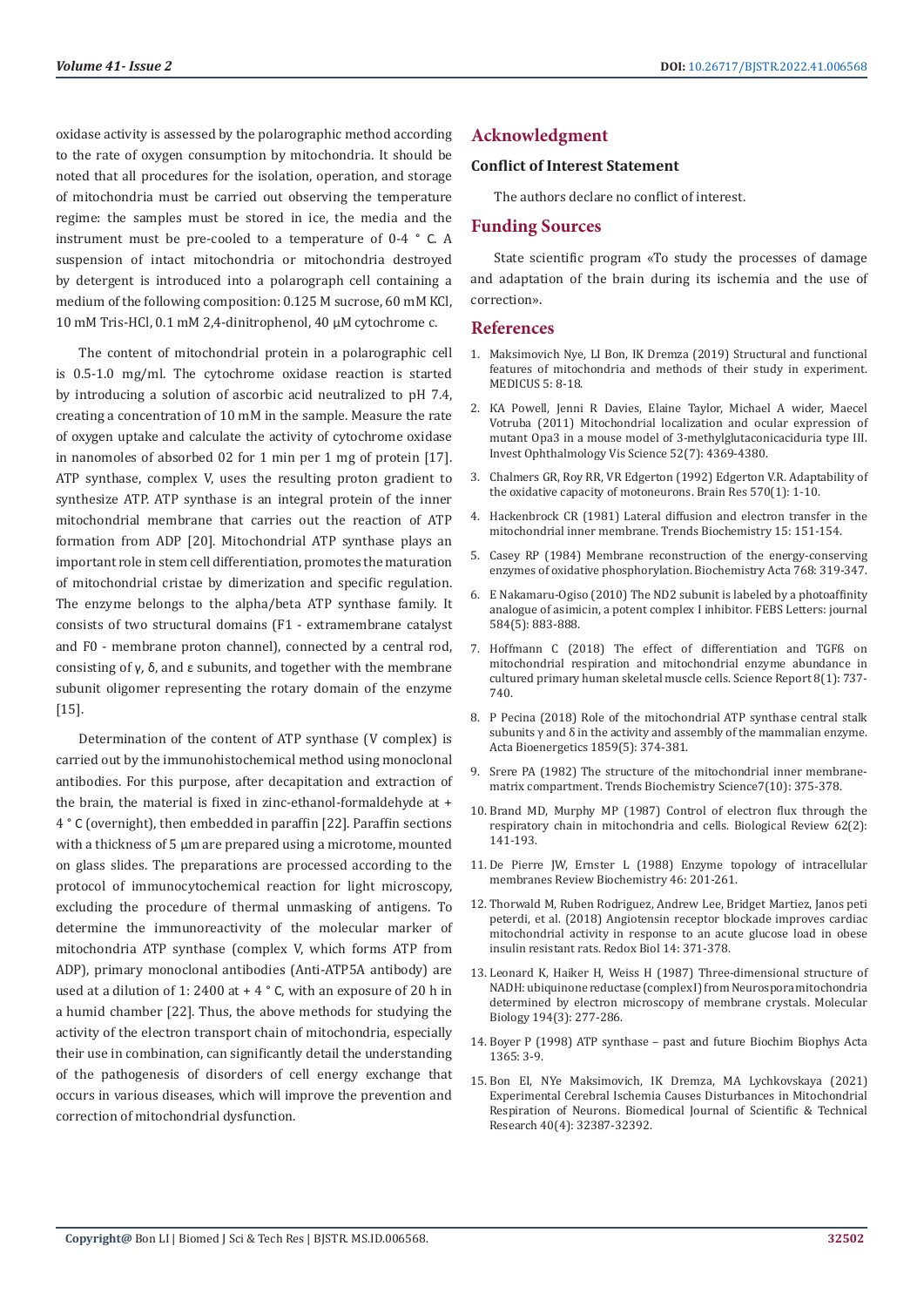oxidase activity is assessed by the polarographic method according to the rate of oxygen consumption by mitochondria. It should be noted that all procedures for the isolation, operation, and storage of mitochondria must be carried out observing the temperature regime: the samples must be stored in ice, the media and the instrument must be pre-cooled to a temperature of 0-4 ° C. A suspension of intact mitochondria or mitochondria destroyed by detergent is introduced into a polarograph cell containing a medium of the following composition: 0.125 M sucrose, 60 mM KCl, 10 mM Tris-HCl, 0.1 mM 2,4-dinitrophenol, 40 µM cytochrome c.

The content of mitochondrial protein in a polarographic cell is 0.5-1.0 mg/ml. The cytochrome oxidase reaction is started by introducing a solution of ascorbic acid neutralized to pH 7.4, creating a concentration of 10 mM in the sample. Measure the rate of oxygen uptake and calculate the activity of cytochrome oxidase in nanomoles of absorbed 02 for 1 min per 1 mg of protein [17]. ATP synthase, complex V, uses the resulting proton gradient to synthesize ATP. ATP synthase is an integral protein of the inner mitochondrial membrane that carries out the reaction of ATP formation from ADP [20]. Mitochondrial ATP synthase plays an important role in stem cell differentiation, promotes the maturation of mitochondrial cristae by dimerization and specific regulation. The enzyme belongs to the alpha/beta ATP synthase family. It consists of two structural domains (F1 - extramembrane catalyst and F0 - membrane proton channel), connected by a central rod, consisting of γ, δ, and ε subunits, and together with the membrane subunit oligomer representing the rotary domain of the enzyme [15].

Determination of the content of ATP synthase (V complex) is carried out by the immunohistochemical method using monoclonal antibodies. For this purpose, after decapitation and extraction of the brain, the material is fixed in zinc-ethanol-formaldehyde at + 4 ° C (overnight), then embedded in paraffin [22]. Paraffin sections with a thickness of 5 µm are prepared using a microtome, mounted on glass slides. The preparations are processed according to the protocol of immunocytochemical reaction for light microscopy, excluding the procedure of thermal unmasking of antigens. To determine the immunoreactivity of the molecular marker of mitochondria ATP synthase (complex V, which forms ATP from ADP), primary monoclonal antibodies (Anti-ATP5A antibody) are used at a dilution of 1: 2400 at + 4 ° C, with an exposure of 20 h in a humid chamber [22]. Thus, the above methods for studying the activity of the electron transport chain of mitochondria, especially their use in combination, can significantly detail the understanding of the pathogenesis of disorders of cell energy exchange that occurs in various diseases, which will improve the prevention and correction of mitochondrial dysfunction.

## Acknowledgment

### Conflict of Interest Statement

The authors declare no conflict of interest.

## Funding Sources

State scientific program «To study the processes of damage and adaptation of the brain during its ischemia and the use of correction».

## References

1. Maksimovich Nye, LI Bon, IK Dremza (2019) Structural and functional features of mitochondria and methods of their study in experiment. MEDICUS 5: 8-18.
2. KA Powell, Jenni R Davies, Elaine Taylor, Michael A wider, Maecel Votruba (2011) Mitochondrial localization and ocular expression of mutant Opa3 in a mouse model of 3-methylglutaconicaciduria type III. Invest Ophthalmology Vis Science 52(7): 4369-4380.
3. Chalmers GR, Roy RR, VR Edgerton (1992) Edgerton V.R. Adaptability of the oxidative capacity of motoneurons. Brain Res 570(1): 1-10.
4. Hackenbrock CR (1981) Lateral diffusion and electron transfer in the mitochondrial inner membrane. Trends Biochemistry 15: 151-154.
5. Casey RP (1984) Membrane reconstruction of the energy-conserving enzymes of oxidative phosphorylation. Biochemistry Acta 768: 319-347.
6. E Nakamaru-Ogiso (2010) The ND2 subunit is labeled by a photoaffinity analogue of asimicin, a potent complex I inhibitor. FEBS Letters: journal 584(5): 883-888.
7. Hoffmann C (2018) The effect of differentiation and TGFß on mitochondrial respiration and mitochondrial enzyme abundance in cultured primary human skeletal muscle cells. Science Report 8(1): 737-740.
8. P Pecina (2018) Role of the mitochondrial ATP synthase central stalk subunits γ and δ in the activity and assembly of the mammalian enzyme. Acta Bioenergetics 1859(5): 374-381.
9. Srere PA (1982) The structure of the mitochondrial inner membrane-matrix compartment. Trends Biochemistry Science7(10): 375-378.
10. Brand MD, Murphy MP (1987) Control of electron flux through the respiratory chain in mitochondria and cells. Biological Review 62(2): 141-193.
11. De Pierre JW, Ernster L (1988) Enzyme topology of intracellular membranes Review Biochemistry 46: 201-261.
12. Thorwald M, Ruben Rodriguez, Andrew Lee, Bridget Martiez, Janos peti peterdi, et al. (2018) Angiotensin receptor blockade improves cardiac mitochondrial activity in response to an acute glucose load in obese insulin resistant rats. Redox Biol 14: 371-378.
13. Leonard K, Haiker H, Weiss H (1987) Three-dimensional structure of NADH: ubiquinone reductase (complex I) from Neurospora mitochondria determined by electron microscopy of membrane crystals. Molecular Biology 194(3): 277-286.
14. Boyer P (1998) ATP synthase – past and future Biochim Biophys Acta 1365: 3-9.
15. Bon EI, NYe Maksimovich, IK Dremza, MA Lychkovskaya (2021) Experimental Cerebral Ischemia Causes Disturbances in Mitochondrial Respiration of Neurons. Biomedical Journal of Scientific & Technical Research 40(4): 32387-32392.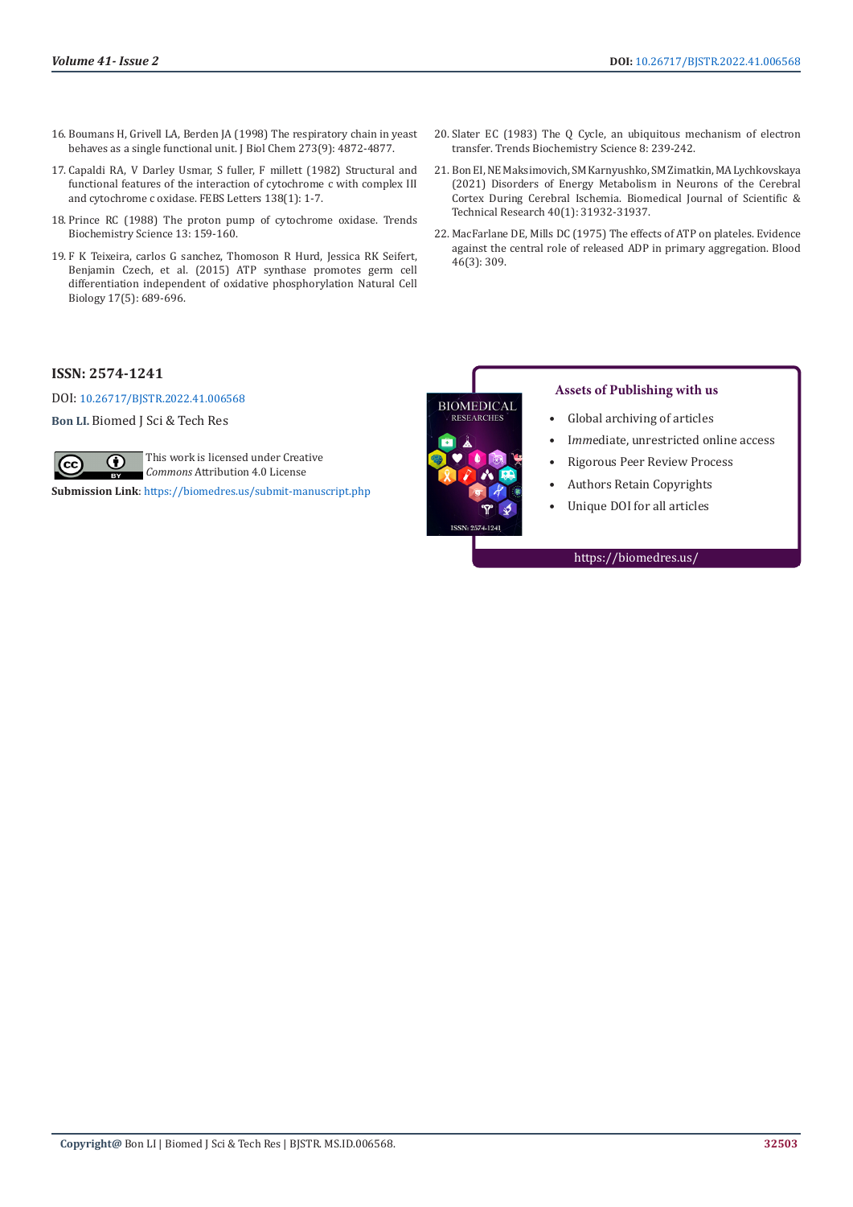16. Boumans H, Grivell LA, Berden JA (1998) The respiratory chain in yeast behaves as a single functional unit. J Biol Chem 273(9): 4872-4877.
17. Capaldi RA, V Darley Usmar, S fuller, F millett (1982) Structural and functional features of the interaction of cytochrome c with complex III and cytochrome c oxidase. FEBS Letters 138(1): 1-7.
18. Prince RC (1988) The proton pump of cytochrome oxidase. Trends Biochemistry Science 13: 159-160.
19. F K Teixeira, carlos G sanchez, Thomoson R Hurd, Jessica RK Seifert, Benjamin Czech, et al. (2015) ATP synthase promotes germ cell differentiation independent of oxidative phosphorylation Natural Cell Biology 17(5): 689-696.
20. Slater EC (1983) The Q Cycle, an ubiquitous mechanism of electron transfer. Trends Biochemistry Science 8: 239-242.
21. Bon EI, NE Maksimovich, SM Karnyushko, SM Zimatkin, MA Lychkovskaya (2021) Disorders of Energy Metabolism in Neurons of the Cerebral Cortex During Cerebral Ischemia. Biomedical Journal of Scientific & Technical Research 40(1): 31932-31937.
22. MacFarlane DE, Mills DC (1975) The effects of ATP on plateles. Evidence against the central role of released ADP in primary aggregation. Blood 46(3): 309.

**ISSN: 2574-1241**

DOI: 10.26717/BJSTR.2022.41.006568

**Bon LI.** Biomed J Sci & Tech Res

This work is licensed under Creative *Commons* Attribution 4.0 License

**Submission Link**: https://biomedres.us/submit-manuscript.php

**Assets of Publishing with us**

- Global archiving of articles
- Immediate, unrestricted online access
- Rigorous Peer Review Process
- Authors Retain Copyrights
- Unique DOI for all articles

https://biomedres.us/